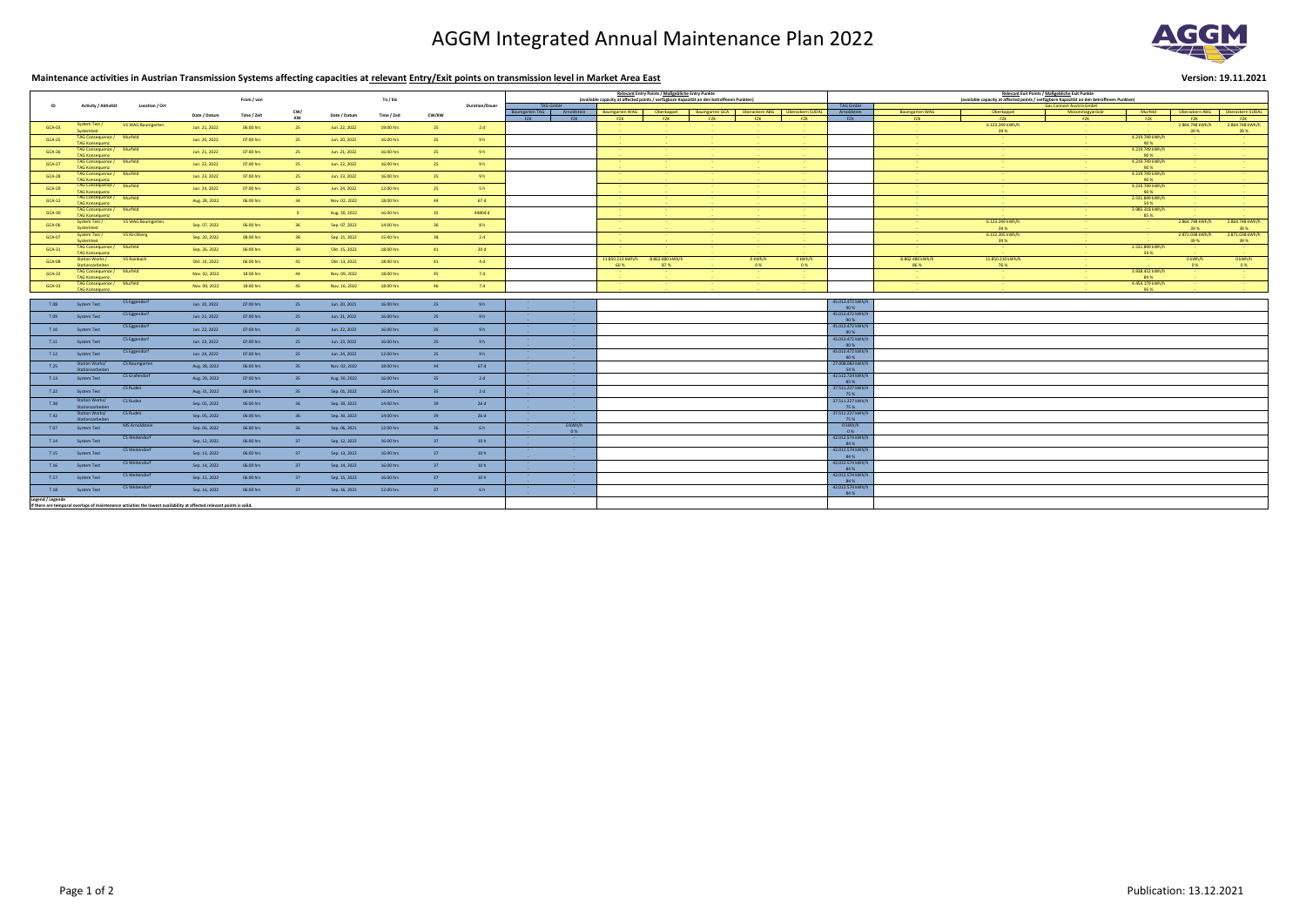# AGGM Integrated Annual Maintenance Plan 2022

**Maintenance activities in Austrian Transmission Systems affecting capacities at relevant Entry/Exit points on transmission level in Market Area East**

**Version: 19.11.2021**

| ID | Activity / Aktivität | Location / Ort | From / von | | | To / bis | | | Duration/Dauer | Relevant Entry Points / Maßgebliche Entry Punkte (available capacity at affected points / verfügbare Kapazität an den betroffenen Punkten) | | | | | | | Relevant Exit Points / Maßgebliche Exit Punkte (available capacity at affected points / verfügbare Kapazität an den betroffenen Punkten) | | | | | | |
|---|---|---|---|---|---|---|---|---|---|---|---|---|---|---|---|---|---|---|---|---|---|---|---|
| | | | | | | | | | | TAG GmbH | | | | | | | TAG GmbH | Gas Connect Austria GmbH | | | | | |
| | | | Date / Datum | Time / Zeit | CW/KW | Date / Datum | Time / Zeit | CW/KW | | Baumgarten TAG | Arnoldstein | Baumgarten WAG | Oberkappel | Baumgarten GCA | Überackern ABG | Überackern SUDAL | Arnoldstein | Baumgarten WAG | Oberkappel | Mosonmagyaróvár | Murfeld | Überackern ABG | Überackern SUDAL |
| | | | | | | | | | | FZK | FZK | FZK | FZK | FZK | FZK | FZK | FZK | FZK | FZK | FZK | FZK | FZK | FZK |
| GCA-03 | System Test / Systemtest | VS WAG Baumgarten | Jun. 21, 2022 | 06:00 hrs | 25 | Jun. 22, 2022 | 19:00 hrs | 25 | 2 d | | | - | - | - | - | - | | - | 6.123.249 kWh/h 39 % | - | - | 2.864.748 kWh/h 39 % | 2.864.748 kWh/h 39 % |
| GCA-25 | TAG Consequence / TAG Konsequenz | Murfeld | Jun. 20, 2022 | 07:00 hrs | 25 | Jun. 20, 2022 | 16:00 hrs | 25 | 9 h | | | - | - | - | - | - | | - | - | - | 4.229.749 kWh/h 90 % | - | - |
| GCA-26 | TAG Consequence / TAG Konsequenz | Murfeld | Jun. 21, 2022 | 07:00 hrs | 25 | Jun. 21, 2022 | 16:00 hrs | 25 | 9 h | | | - | - | - | - | - | | - | - | - | 4.229.749 kWh/h 90 % | - | - |
| GCA-27 | TAG Consequence / TAG Konsequenz | Murfeld | Jun. 22, 2022 | 07:00 hrs | 25 | Jun. 22, 2022 | 16:00 hrs | 25 | 9 h | | | - | - | - | - | - | | - | - | - | 4.229.749 kWh/h 90 % | - | - |
| GCA-28 | TAG Consequence / TAG Konsequenz | Murfeld | Jun. 23, 2022 | 07:00 hrs | 25 | Jun. 23, 2022 | 16:00 hrs | 25 | 9 h | | | - | - | - | - | - | | - | - | - | 4.229.749 kWh/h 90 % | - | - |
| GCA-29 | TAG Consequence / TAG Konsequenz | Murfeld | Jun. 24, 2022 | 07:00 hrs | 25 | Jun. 24, 2022 | 12:00 hrs | 25 | 5 h | | | - | - | - | - | - | | - | - | - | 4.229.749 kWh/h 90 % | - | - |
| GCA-12 | TAG Consequence / TAG Konsequenz | Murfeld | Aug. 28, 2022 | 06:00 hrs | 34 | Nov. 02, 2022 | 18:00 hrs | 44 | 67 d | | | - | - | - | - | - | | - | - | - | 2.521.849 kWh/h 54 % | - | - |
| GCA-30 | TAG Consequence / TAG Konsequenz | Murfeld | | | 0 | Aug. 30, 2022 | 16:00 hrs | 35 | 44804 d | | | - | - | - | - | - | | - | - | - | 3.985.318 kWh/h 85 % | - | - |
| GCA-06 | System Test / Systemtest | VS WAG Baumgarten | Sep. 07, 2022 | 06:00 hrs | 36 | Sep. 07, 2022 | 14:00 hrs | 36 | 8 h | | | - | - | - | - | - | | - | 6.123.249 kWh/h 39 % | - | - | 2.864.748 kWh/h 39 % | 2.864.748 kWh/h 39 % |
| GCA-07 | System Test / Systemtest | VS Kirchberg | Sep. 20, 2022 | 08:00 hrs | 38 | Sep. 21, 2022 | 15:00 hrs | 38 | 2 d | | | - | - | - | - | - | | - | 6.132.205 kWh/h 39 % | - | - | 2.871.038 kWh/h 39 % | 2.871.038 kWh/h 39 % |
| GCA-31 | TAG Consequence / TAG Konsequenz | Murfeld | Sep. 26, 2022 | 06:00 hrs | 39 | Okt. 15, 2022 | 18:00 hrs | 41 | 20 d | | | - | - | - | - | - | | - | - | - | 2.521.849 kWh/h 54 % | - | - |
| GCA-08 | Station Works / Stationsarbeiten | VS Rainbach | Okt. 10, 2022 | 06:00 hrs | 41 | Okt. 13, 2022 | 18:00 hrs | 41 | 4 d | | | 11.850.210 kWh/h 60 % | 8.862.480 kWh/h 87 % | - | 0 kWh/h 0 % | 0 kWh/h 0 % | | 8.862.480 kWh/h 86 % | 11.850.210 kWh/h 76 % | - | - | 0 kWh/h 0 % | 0 kWh/h 0 % |
| GCA-32 | TAG Consequence / TAG Konsequenz | Murfeld | Nov. 02, 2022 | 18:00 hrs | 44 | Nov. 09, 2022 | 18:00 hrs | 45 | 7 d | | | - | - | - | - | - | | - | - | - | 3.938.432 kWh/h 84 % | - | - |
| GCA-33 | TAG Consequence / TAG Konsequenz | Murfeld | Nov. 09, 2022 | 18:00 hrs | 45 | Nov. 16, 2022 | 18:00 hrs | 46 | 7 d | | | - | - | - | - | - | | - | - | - | 4.454.179 kWh/h 95 % | - | - |
| T.08 | System Test | CS Eggendorf | Jun. 20, 2022 | 07:00 hrs | 25 | Jun. 20, 2022 | 16:00 hrs | 25 | 9 h | - | - | | | | | | 45.013.472 kWh/h 90 % | | | | | | |
| T.09 | System Test | CS Eggendorf | Jun. 21, 2022 | 07:00 hrs | 25 | Jun. 21, 2022 | 16:00 hrs | 25 | 9 h | - | - | | | | | | 45.013.472 kWh/h 90 % | | | | | | |
| T.10 | System Test | CS Eggendorf | Jun. 22, 2022 | 07:00 hrs | 25 | Jun. 22, 2022 | 16:00 hrs | 25 | 9 h | - | - | | | | | | 45.013.472 kWh/h 90 % | | | | | | |
| T.11 | System Test | CS Eggendorf | Jun. 23, 2022 | 07:00 hrs | 25 | Jun. 23, 2022 | 16:00 hrs | 25 | 9 h | - | - | | | | | | 45.013.472 kWh/h 90 % | | | | | | |
| T.12 | System Test | CS Eggendorf | Jun. 24, 2022 | 07:00 hrs | 25 | Jun. 24, 2022 | 12:00 hrs | 25 | 9 h | - | - | | | | | | 45.013.472 kWh/h 90 % | | | | | | |
| T.21 | Station Works/ Stationsarbeiten | CS Baumgarten | Aug. 28, 2022 | 06:00 hrs | 35 | Nov. 02, 2022 | 18:00 hrs | 44 | 67 d | - | - | | | | | | 27.008.083 kWh/h 54 % | | | | | | |
| T.13 | System Test | CS Grafendorf | Aug. 29, 2022 | 07:00 hrs | 35 | Aug. 30, 2022 | 16:00 hrs | 35 | 2 d | - | - | | | | | | 42.512.724 kWh/h 85 % | | | | | | |
| T.22 | System Test | CS Ruden | Aug. 31, 2022 | 06:00 hrs | 35 | Sep. 01, 2022 | 16:00 hrs | 35 | 2 d | - | - | | | | | | 37.511.227 kWh/h 75 % | | | | | | |
| T.38 | Station Works/ Stationsarbeiten | CS Ruden | Sep. 05, 2022 | 06:00 hrs | 36 | Sep. 30, 2022 | 14:00 hrs | 39 | 26 d | - | - | | | | | | 37.511.227 kWh/h 75 % | | | | | | |
| T.42 | Station Works/ Stationsarbeiten | CS Ruden | Sep. 05, 2022 | 06:00 hrs | 36 | Sep. 30, 2022 | 19:00 hrs | 39 | 26 d | - | - | | | | | | 37.511.227 kWh/h 75 % | | | | | | |
| T.07 | System Test | MS Arnoldstein | Sep. 06, 2022 | 06:00 hrs | 36 | Sep. 06, 2021 | 12:00 hrs | 36 | 6 h | - | 0 kWh/h 0 % | | | | | | 0 kWh/h 0 % | | | | | | |
| T.14 | System Test | CS Weitendorf | Sep. 12, 2022 | 06:00 hrs | 37 | Sep. 12, 2022 | 16:00 hrs | 37 | 10 h | - | - | | | | | | 42.012.574 kWh/h 84 % | | | | | | |
| T.15 | System Test | CS Weitendorf | Sep. 13, 2022 | 06:00 hrs | 37 | Sep. 13, 2022 | 16:00 hrs | 37 | 10 h | - | - | | | | | | 42.012.574 kWh/h 84 % | | | | | | |
| T.16 | System Test | CS Weitendorf | Sep. 14, 2022 | 06:00 hrs | 37 | Sep. 14, 2022 | 16:00 hrs | 37 | 10 h | - | - | | | | | | 42.012.574 kWh/h 84 % | | | | | | |
| T.17 | System Test | CS Weitendorf | Sep. 15, 2022 | 06:00 hrs | 37 | Sep. 15, 2022 | 16:00 hrs | 37 | 10 h | - | - | | | | | | 42.012.574 kWh/h 84 % | | | | | | |
| T.18 | System Test | CS Weitendorf | Sep. 16, 2022 | 06:00 hrs | 37 | Sep. 16, 2022 | 12:00 hrs | 37 | 6 h | - | - | | | | | | 42.012.574 kWh/h 84 % | | | | | | |

**Legend / Legende**

If there are temporal overlaps of maintenance activities the lowest availability at affected relevant points is valid.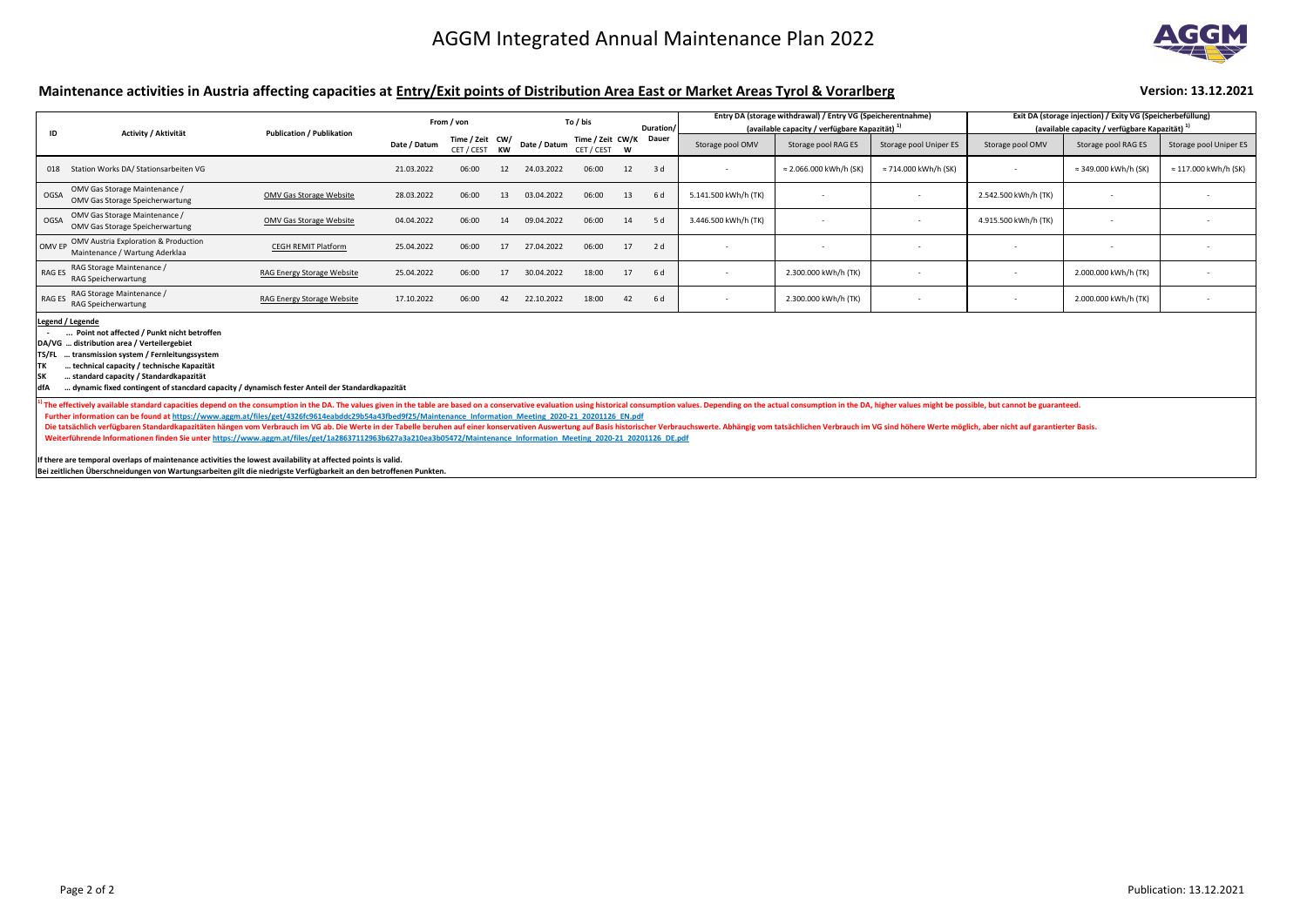# AGGM Integrated Annual Maintenance Plan 2022

## Maintenance activities in Austria affecting capacities at Entry/Exit points of Distribution Area East or Market Areas Tyrol & Vorarlberg

**Version: 13.12.2021**

| ID | Activity / Aktivität | Publication / Publikation | From / von | | | To / bis | | | Duration/ Dauer | Entry DA (storage withdrawal) / Entry VG (Speicherentnahme) (available capacity / verfügbare Kapazität) [1] | | | Exit DA (storage injection) / Exity VG (Speicherbefüllung) (available capacity / verfügbare Kapazität) [1] | | |
|---|---|---|---|---|---|---|---|---|---|---|---|---|---|---|---|
| | | | Date / Datum | Time / Zeit CET / CEST | CW/ KW | Date / Datum | Time / Zeit CET / CEST | CW/ KW | | Storage pool OMV | Storage pool RAG ES | Storage pool Uniper ES | Storage pool OMV | Storage pool RAG ES | Storage pool Uniper ES |
| 018 | Station Works DA/ Stationsarbeiten VG | | 21.03.2022 | 06:00 | 12 | 24.03.2022 | 06:00 | 12 | 3 d | - | ≈ 2.066.000 kWh/h (SK) | ≈ 714.000 kWh/h (SK) | - | ≈ 349.000 kWh/h (SK) | ≈ 117.000 kWh/h (SK) |
| OGSA | OMV Gas Storage Maintenance / OMV Gas Storage Speicherwartung | OMV Gas Storage Website | 28.03.2022 | 06:00 | 13 | 03.04.2022 | 06:00 | 13 | 6 d | 5.141.500 kWh/h (TK) | - | - | 2.542.500 kWh/h (TK) | - | - |
| OGSA | OMV Gas Storage Maintenance / OMV Gas Storage Speicherwartung | OMV Gas Storage Website | 04.04.2022 | 06:00 | 14 | 09.04.2022 | 06:00 | 14 | 5 d | 3.446.500 kWh/h (TK) | - | - | 4.915.500 kWh/h (TK) | - | - |
| OMV EP | OMV Austria Exploration & Production Maintenance / Wartung Aderklaa | CEGH REMIT Platform | 25.04.2022 | 06:00 | 17 | 27.04.2022 | 06:00 | 17 | 2 d | - | - | - | - | - | - |
| RAG ES | RAG Storage Maintenance / RAG Speicherwartung | RAG Energy Storage Website | 25.04.2022 | 06:00 | 17 | 30.04.2022 | 18:00 | 17 | 6 d | - | 2.300.000 kWh/h (TK) | - | - | 2.000.000 kWh/h (TK) | - |
| RAG ES | RAG Storage Maintenance / RAG Speicherwartung | RAG Energy Storage Website | 17.10.2022 | 06:00 | 42 | 22.10.2022 | 18:00 | 42 | 6 d | - | 2.300.000 kWh/h (TK) | - | - | 2.000.000 kWh/h (TK) | - |

**Legend / Legende**

- **- ... Point not affected / Punkt nicht betroffen**
- **DA/VG ... distribution area / Verteilergebiet**
- **TS/FL ... transmission system / Fernleitungssystem**
- **TK ... technical capacity / technische Kapazität**
- **SK ... standard capacity / Standardkapazität**
- **dfA ... dynamic fixed contingent of stancdard capacity / dynamisch fester Anteil der Standardkapazität**

[1] **The effectively available standard capacities depend on the consumption in the DA. The values given in the table are based on a conservative evaluation using historical consumption values. Depending on the actual consumption in the DA, higher values might be possible, but cannot be guaranteed.**
**Further information can be found at https://www.aggm.at/files/get/4326fc9614eabddc29b54a43fbed9f25/Maintenance_Information_Meeting_2020-21_20201126_EN.pdf**
**Die tatsächlich verfügbaren Standardkapazitäten hängen vom Verbrauch im VG ab. Die Werte in der Tabelle beruhen auf einer konservativen Auswertung auf Basis historischer Verbrauchswerte. Abhängig vom tatsächlichen Verbrauch im VG sind höhere Werte möglich, aber nicht auf garantierter Basis.**
**Weiterführende Informationen finden Sie unter https://www.aggm.at/files/get/1a28637112963b627a3a210ea3b05472/Maintenance_Information_Meeting_2020-21_20201126_DE.pdf**

**If there are temporal overlaps of maintenance activities the lowest availability at affected points is valid.**
**Bei zeitlichen Überschneidungen von Wartungsarbeiten gilt die niedrigste Verfügbarkeit an den betroffenen Punkten.**

Publication: 13.12.2021